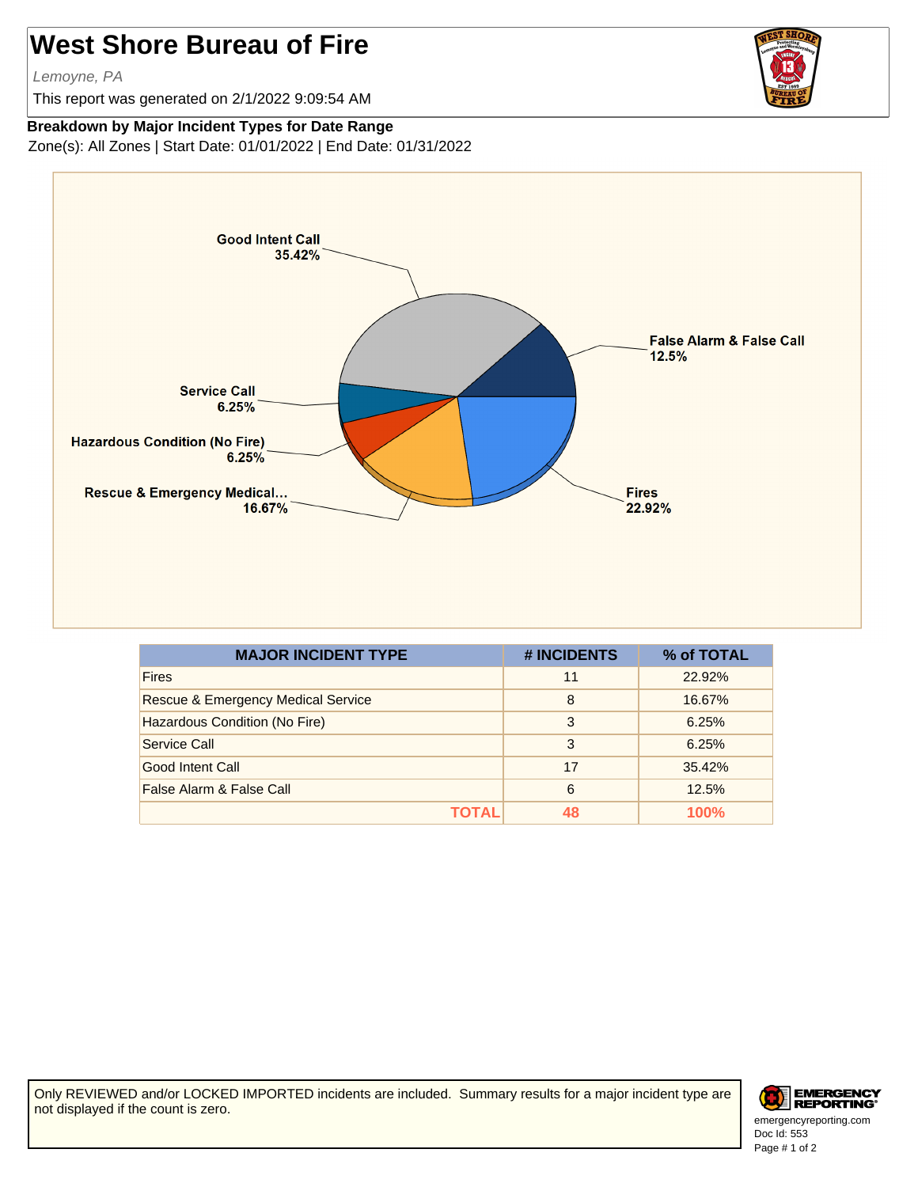# West Shore Bureau of Fire

*Lemoyne, PA*

This report was generated on 2/1/2022 9:09:54 AM

**Breakdown by Major Incident Types for Date Range**

Zone(s): All Zones | Start Date: 01/01/2022 | End Date: 01/31/2022

| MAJOR INCIDENT TYPE | # INCIDENTS | % of TOTAL |
|---|---|---|
| Fires | 11 | 22.92% |
| Rescue & Emergency Medical Service | 8 | 16.67% |
| Hazardous Condition (No Fire) | 3 | 6.25% |
| Service Call | 3 | 6.25% |
| Good Intent Call | 17 | 35.42% |
| False Alarm & False Call | 6 | 12.5% |
| **TOTAL** | **48** | **100%** |

Only REVIEWED and/or LOCKED IMPORTED incidents are included. Summary results for a major incident type are not displayed if the count is zero.

emergencyreporting.com
Doc Id: 553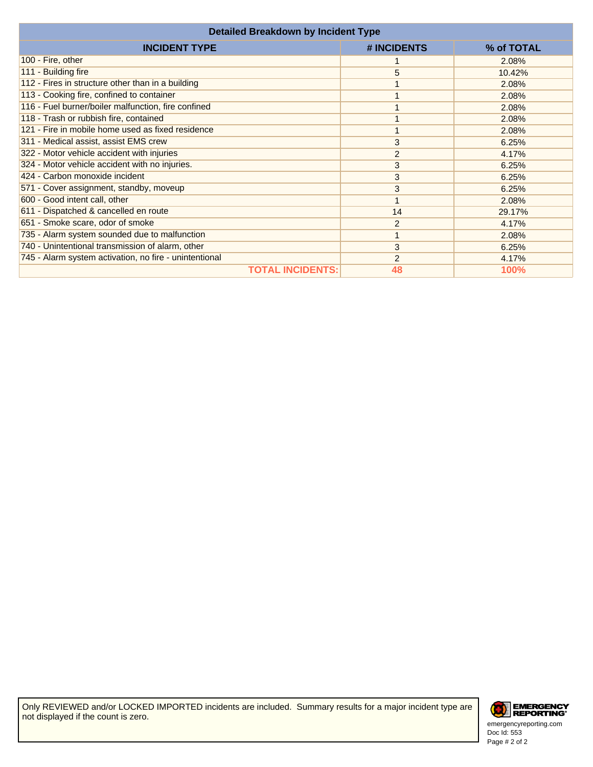## Detailed Breakdown by Incident Type

| INCIDENT TYPE | # INCIDENTS | % of TOTAL |
|---|---|---|
| 100 - Fire, other | 1 | 2.08% |
| 111 - Building fire | 5 | 10.42% |
| 112 - Fires in structure other than in a building | 1 | 2.08% |
| 113 - Cooking fire, confined to container | 1 | 2.08% |
| 116 - Fuel burner/boiler malfunction, fire confined | 1 | 2.08% |
| 118 - Trash or rubbish fire, contained | 1 | 2.08% |
| 121 - Fire in mobile home used as fixed residence | 1 | 2.08% |
| 311 - Medical assist, assist EMS crew | 3 | 6.25% |
| 322 - Motor vehicle accident with injuries | 2 | 4.17% |
| 324 - Motor vehicle accident with no injuries. | 3 | 6.25% |
| 424 - Carbon monoxide incident | 3 | 6.25% |
| 571 - Cover assignment, standby, moveup | 3 | 6.25% |
| 600 - Good intent call, other | 1 | 2.08% |
| 611 - Dispatched & cancelled en route | 14 | 29.17% |
| 651 - Smoke scare, odor of smoke | 2 | 4.17% |
| 735 - Alarm system sounded due to malfunction | 1 | 2.08% |
| 740 - Unintentional transmission of alarm, other | 3 | 6.25% |
| 745 - Alarm system activation, no fire - unintentional | 2 | 4.17% |
| **TOTAL INCIDENTS:** | **48** | **100%** |

Only REVIEWED and/or LOCKED IMPORTED incidents are included. Summary results for a major incident type are not displayed if the count is zero.

EMERGENCY REPORTING®
emergencyreporting.com
Doc Id: 553